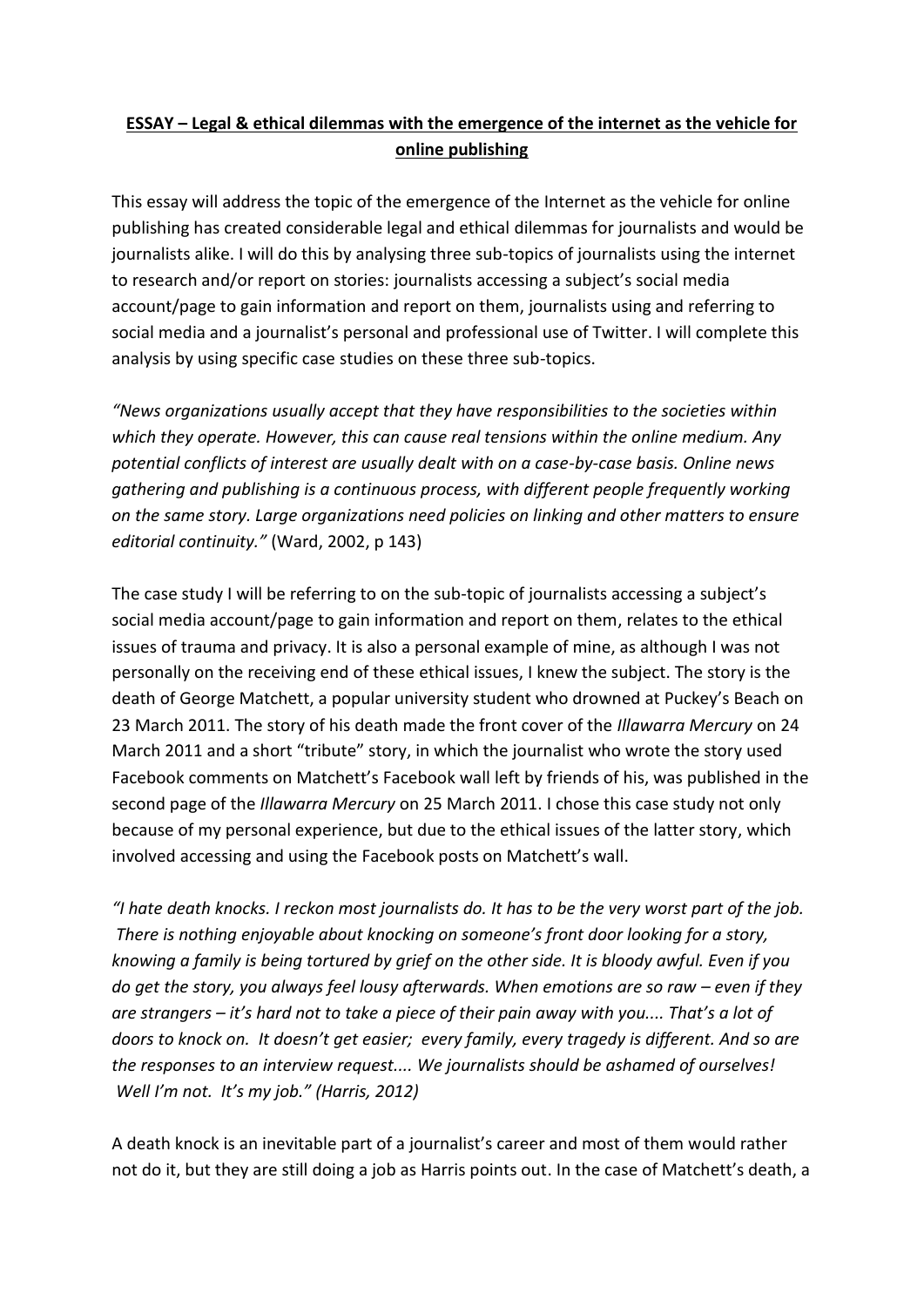# **ESSAY – Legal & ethical dilemmas with the emergence of the internet as the vehicle for online publishing**

This essay will address the topic of the emergence of the Internet as the vehicle for online publishing has created considerable legal and ethical dilemmas for journalists and would be journalists alike. I will do this by analysing three sub-topics of journalists using the internet to research and/or report on stories: journalists accessing a subject's social media account/page to gain information and report on them, journalists using and referring to social media and a journalist's personal and professional use of Twitter. I will complete this analysis by using specific case studies on these three sub-topics.

*"News organizations usually accept that they have responsibilities to the societies within which they operate. However, this can cause real tensions within the online medium. Any potential conflicts of interest are usually dealt with on a case-by-case basis. Online news gathering and publishing is a continuous process, with different people frequently working on the same story. Large organizations need policies on linking and other matters to ensure editorial continuity."* (Ward, 2002, p 143)

The case study I will be referring to on the sub-topic of journalists accessing a subject's social media account/page to gain information and report on them, relates to the ethical issues of trauma and privacy. It is also a personal example of mine, as although I was not personally on the receiving end of these ethical issues, I knew the subject. The story is the death of George Matchett, a popular university student who drowned at Puckey's Beach on 23 March 2011. The story of his death made the front cover of the *Illawarra Mercury* on 24 March 2011 and a short "tribute" story, in which the journalist who wrote the story used Facebook comments on Matchett's Facebook wall left by friends of his, was published in the second page of the *Illawarra Mercury* on 25 March 2011. I chose this case study not only because of my personal experience, but due to the ethical issues of the latter story, which involved accessing and using the Facebook posts on Matchett's wall.

*"I hate death knocks. I reckon most journalists do. It has to be the very worst part of the job. There is nothing enjoyable about knocking on someone's front door looking for a story, knowing a family is being tortured by grief on the other side. It is bloody awful. Even if you do get the story, you always feel lousy afterwards. When emotions are so raw – even if they are strangers – it's hard not to take a piece of their pain away with you.... That's a lot of doors to knock on. It doesn't get easier; every family, every tragedy is different. And so are the responses to an interview request.... We journalists should be ashamed of ourselves! Well I'm not. It's my job." (Harris, 2012)*

A death knock is an inevitable part of a journalist's career and most of them would rather not do it, but they are still doing a job as Harris points out. In the case of Matchett's death, a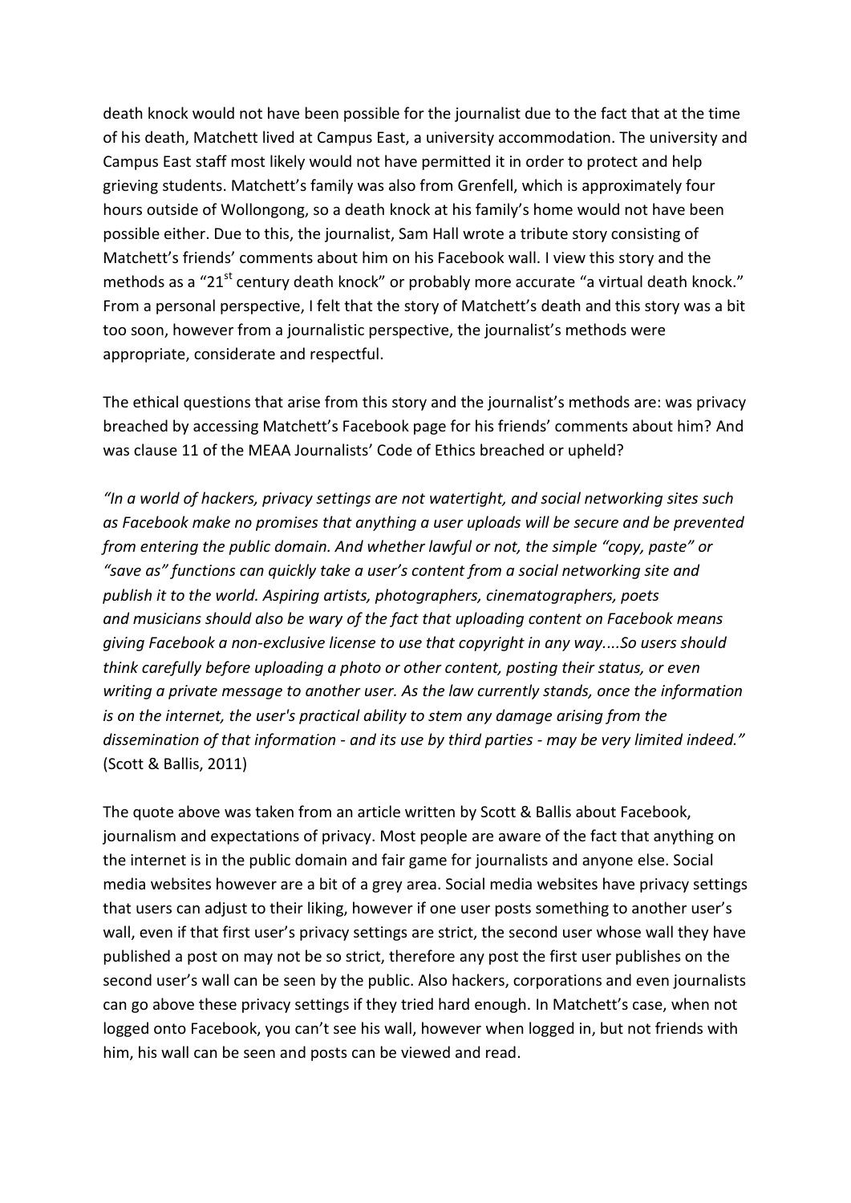death knock would not have been possible for the journalist due to the fact that at the time of his death, Matchett lived at Campus East, a university accommodation. The university and Campus East staff most likely would not have permitted it in order to protect and help grieving students. Matchett's family was also from Grenfell, which is approximately four hours outside of Wollongong, so a death knock at his family's home would not have been possible either. Due to this, the journalist, Sam Hall wrote a tribute story consisting of Matchett's friends' comments about him on his Facebook wall. I view this story and the methods as a "21st century death knock" or probably more accurate "a virtual death knock." From a personal perspective, I felt that the story of Matchett's death and this story was a bit too soon, however from a journalistic perspective, the journalist's methods were appropriate, considerate and respectful.

The ethical questions that arise from this story and the journalist's methods are: was privacy breached by accessing Matchett's Facebook page for his friends' comments about him? And was clause 11 of the MEAA Journalists' Code of Ethics breached or upheld?

*"In a world of hackers, privacy settings are not watertight, and social networking sites such as Facebook make no promises that anything a user uploads will be secure and be prevented from entering the public domain. And whether lawful or not, the simple "copy, paste" or "save as" functions can quickly take a user's content from a social networking site and publish it to the world. Aspiring artists, photographers, cinematographers, poets and musicians should also be wary of the fact that uploading content on Facebook means giving Facebook a non-exclusive license to use that copyright in any way....So users should think carefully before uploading a photo or other content, posting their status, or even writing a private message to another user. As the law currently stands, once the information is on the internet, the user's practical ability to stem any damage arising from the dissemination of that information - and its use by third parties - may be very limited indeed."* (Scott & Ballis, 2011)

The quote above was taken from an article written by Scott & Ballis about Facebook, journalism and expectations of privacy. Most people are aware of the fact that anything on the internet is in the public domain and fair game for journalists and anyone else. Social media websites however are a bit of a grey area. Social media websites have privacy settings that users can adjust to their liking, however if one user posts something to another user's wall, even if that first user's privacy settings are strict, the second user whose wall they have published a post on may not be so strict, therefore any post the first user publishes on the second user's wall can be seen by the public. Also hackers, corporations and even journalists can go above these privacy settings if they tried hard enough. In Matchett's case, when not logged onto Facebook, you can't see his wall, however when logged in, but not friends with him, his wall can be seen and posts can be viewed and read.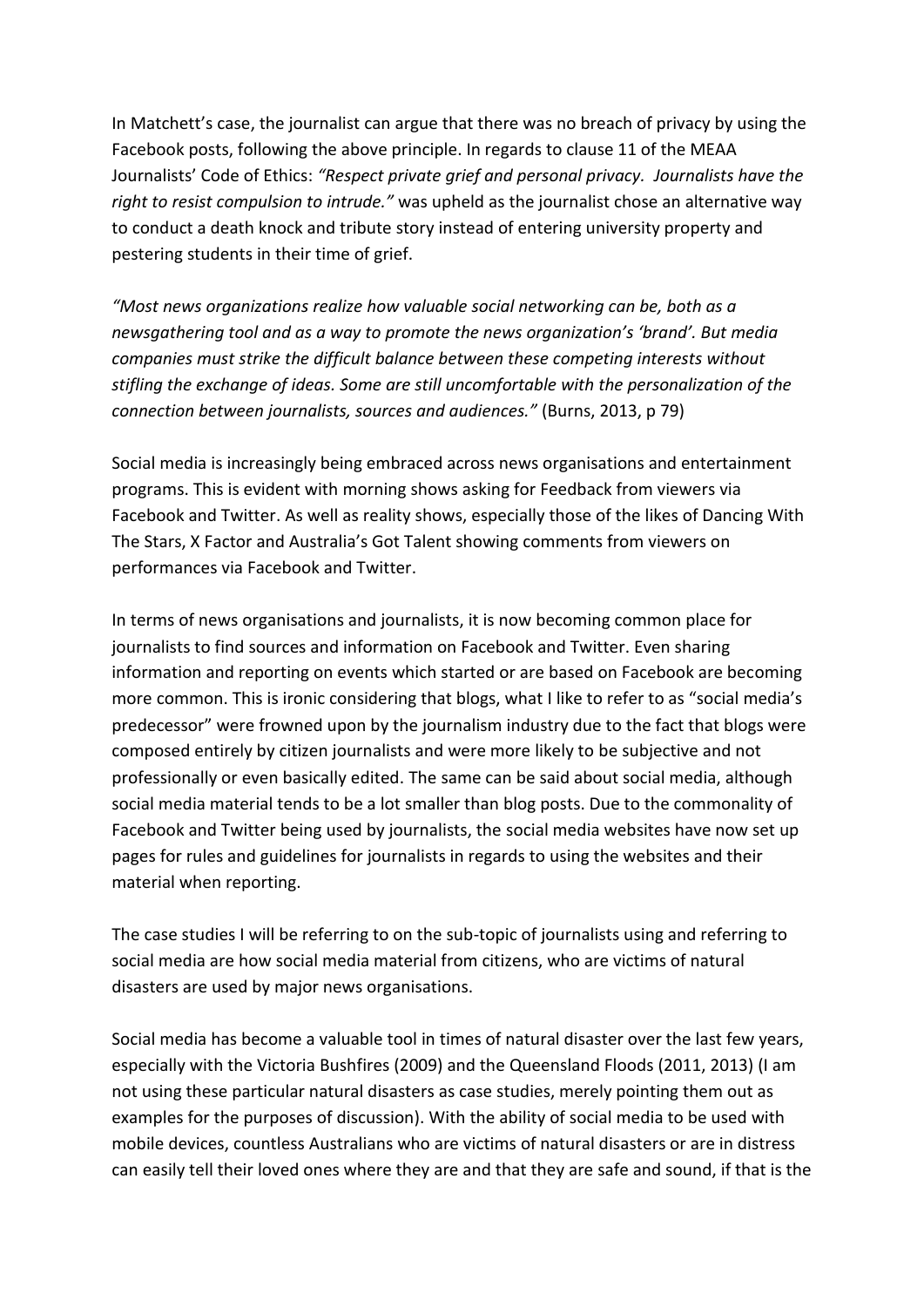In Matchett's case, the journalist can argue that there was no breach of privacy by using the Facebook posts, following the above principle. In regards to clause 11 of the MEAA Journalists' Code of Ethics: *"Respect private grief and personal privacy. Journalists have the right to resist compulsion to intrude."* was upheld as the journalist chose an alternative way to conduct a death knock and tribute story instead of entering university property and pestering students in their time of grief.

*"Most news organizations realize how valuable social networking can be, both as a newsgathering tool and as a way to promote the news organization's 'brand'. But media companies must strike the difficult balance between these competing interests without stifling the exchange of ideas. Some are still uncomfortable with the personalization of the connection between journalists, sources and audiences."* (Burns, 2013, p 79)

Social media is increasingly being embraced across news organisations and entertainment programs. This is evident with morning shows asking for Feedback from viewers via Facebook and Twitter. As well as reality shows, especially those of the likes of Dancing With The Stars, X Factor and Australia's Got Talent showing comments from viewers on performances via Facebook and Twitter.

In terms of news organisations and journalists, it is now becoming common place for journalists to find sources and information on Facebook and Twitter. Even sharing information and reporting on events which started or are based on Facebook are becoming more common. This is ironic considering that blogs, what I like to refer to as "social media's predecessor" were frowned upon by the journalism industry due to the fact that blogs were composed entirely by citizen journalists and were more likely to be subjective and not professionally or even basically edited. The same can be said about social media, although social media material tends to be a lot smaller than blog posts. Due to the commonality of Facebook and Twitter being used by journalists, the social media websites have now set up pages for rules and guidelines for journalists in regards to using the websites and their material when reporting.

The case studies I will be referring to on the sub-topic of journalists using and referring to social media are how social media material from citizens, who are victims of natural disasters are used by major news organisations.

Social media has become a valuable tool in times of natural disaster over the last few years, especially with the Victoria Bushfires (2009) and the Queensland Floods (2011, 2013) (I am not using these particular natural disasters as case studies, merely pointing them out as examples for the purposes of discussion). With the ability of social media to be used with mobile devices, countless Australians who are victims of natural disasters or are in distress can easily tell their loved ones where they are and that they are safe and sound, if that is the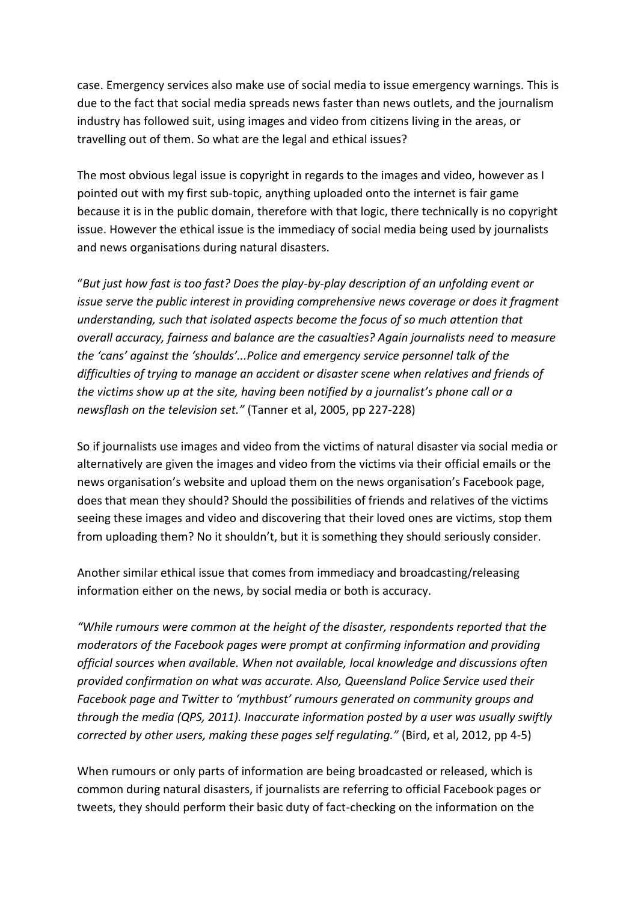case. Emergency services also make use of social media to issue emergency warnings. This is due to the fact that social media spreads news faster than news outlets, and the journalism industry has followed suit, using images and video from citizens living in the areas, or travelling out of them. So what are the legal and ethical issues?

The most obvious legal issue is copyright in regards to the images and video, however as I pointed out with my first sub-topic, anything uploaded onto the internet is fair game because it is in the public domain, therefore with that logic, there technically is no copyright issue. However the ethical issue is the immediacy of social media being used by journalists and news organisations during natural disasters.

"*But just how fast is too fast? Does the play-by-play description of an unfolding event or issue serve the public interest in providing comprehensive news coverage or does it fragment understanding, such that isolated aspects become the focus of so much attention that overall accuracy, fairness and balance are the casualties? Again journalists need to measure the 'cans' against the 'shoulds'...Police and emergency service personnel talk of the difficulties of trying to manage an accident or disaster scene when relatives and friends of the victims show up at the site, having been notified by a journalist's phone call or a newsflash on the television set."* (Tanner et al, 2005, pp 227-228)

So if journalists use images and video from the victims of natural disaster via social media or alternatively are given the images and video from the victims via their official emails or the news organisation's website and upload them on the news organisation's Facebook page, does that mean they should? Should the possibilities of friends and relatives of the victims seeing these images and video and discovering that their loved ones are victims, stop them from uploading them? No it shouldn't, but it is something they should seriously consider.

Another similar ethical issue that comes from immediacy and broadcasting/releasing information either on the news, by social media or both is accuracy.

*"While rumours were common at the height of the disaster, respondents reported that the moderators of the Facebook pages were prompt at confirming information and providing official sources when available. When not available, local knowledge and discussions often provided confirmation on what was accurate. Also, Queensland Police Service used their Facebook page and Twitter to 'mythbust' rumours generated on community groups and through the media (QPS, 2011). Inaccurate information posted by a user was usually swiftly corrected by other users, making these pages self regulating."* (Bird, et al, 2012, pp 4-5)

When rumours or only parts of information are being broadcasted or released, which is common during natural disasters, if journalists are referring to official Facebook pages or tweets, they should perform their basic duty of fact-checking on the information on the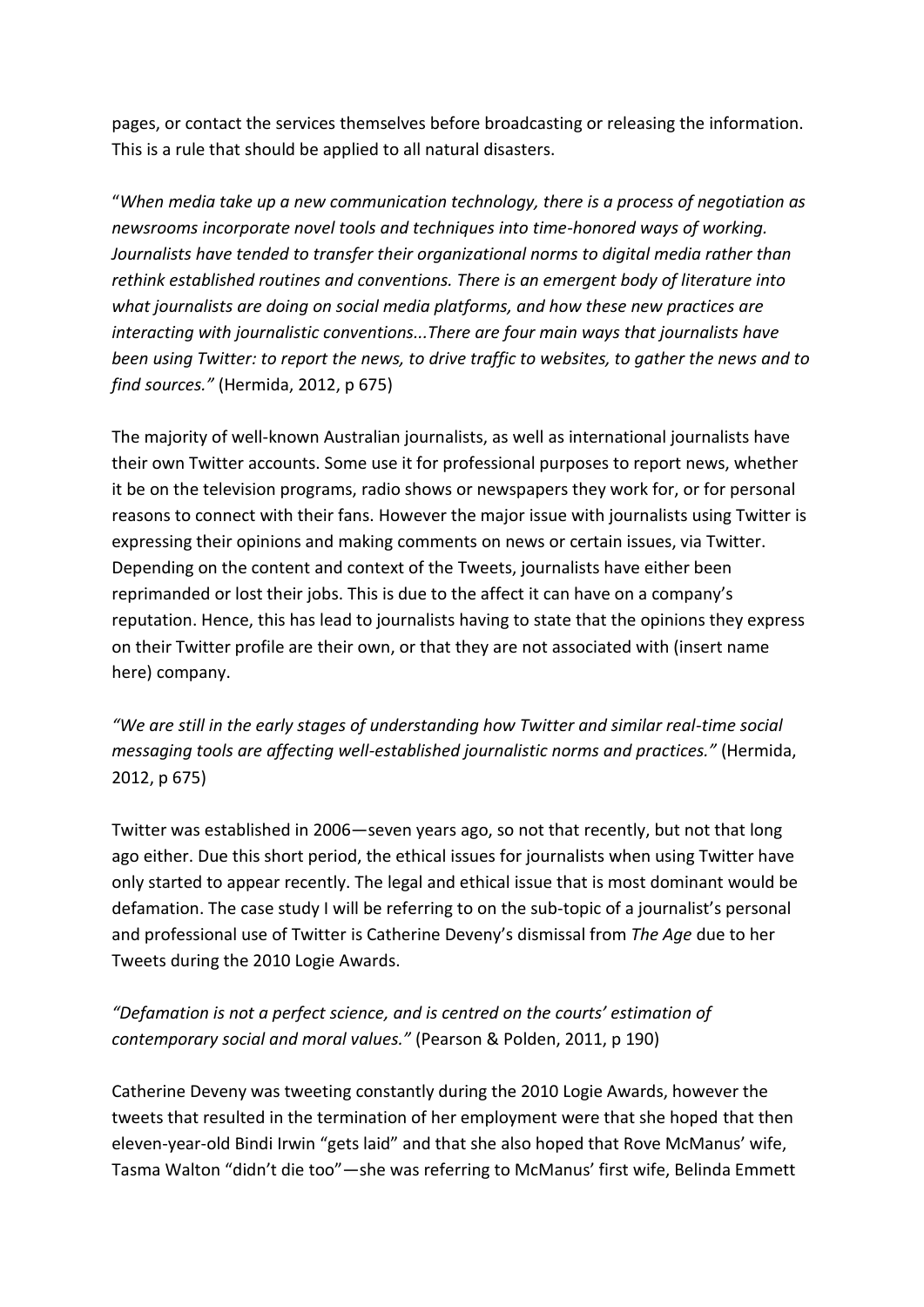pages, or contact the services themselves before broadcasting or releasing the information. This is a rule that should be applied to all natural disasters.

"*When media take up a new communication technology, there is a process of negotiation as newsrooms incorporate novel tools and techniques into time-honored ways of working. Journalists have tended to transfer their organizational norms to digital media rather than rethink established routines and conventions. There is an emergent body of literature into what journalists are doing on social media platforms, and how these new practices are interacting with journalistic conventions...There are four main ways that journalists have been using Twitter: to report the news, to drive traffic to websites, to gather the news and to find sources."* (Hermida, 2012, p 675)

The majority of well-known Australian journalists, as well as international journalists have their own Twitter accounts. Some use it for professional purposes to report news, whether it be on the television programs, radio shows or newspapers they work for, or for personal reasons to connect with their fans. However the major issue with journalists using Twitter is expressing their opinions and making comments on news or certain issues, via Twitter. Depending on the content and context of the Tweets, journalists have either been reprimanded or lost their jobs. This is due to the affect it can have on a company's reputation. Hence, this has lead to journalists having to state that the opinions they express on their Twitter profile are their own, or that they are not associated with (insert name here) company.

*"We are still in the early stages of understanding how Twitter and similar real-time social messaging tools are affecting well-established journalistic norms and practices."* (Hermida, 2012, p 675)

Twitter was established in 2006—seven years ago, so not that recently, but not that long ago either. Due this short period, the ethical issues for journalists when using Twitter have only started to appear recently. The legal and ethical issue that is most dominant would be defamation. The case study I will be referring to on the sub-topic of a journalist's personal and professional use of Twitter is Catherine Deveny's dismissal from *The Age* due to her Tweets during the 2010 Logie Awards.

*"Defamation is not a perfect science, and is centred on the courts' estimation of contemporary social and moral values."* (Pearson & Polden, 2011, p 190)

Catherine Deveny was tweeting constantly during the 2010 Logie Awards, however the tweets that resulted in the termination of her employment were that she hoped that then eleven-year-old Bindi Irwin "gets laid" and that she also hoped that Rove McManus' wife, Tasma Walton "didn't die too"—she was referring to McManus' first wife, Belinda Emmett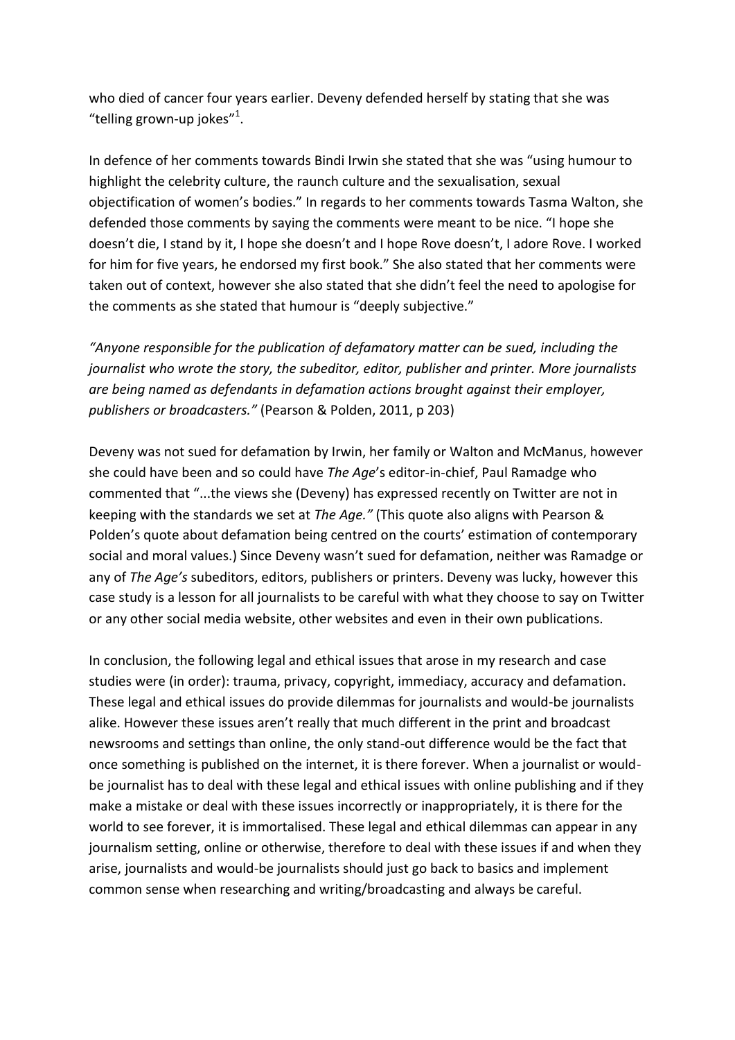who died of cancer four years earlier. Deveny defended herself by stating that she was "telling grown-up jokes"[1].

In defence of her comments towards Bindi Irwin she stated that she was "using humour to highlight the celebrity culture, the raunch culture and the sexualisation, sexual objectification of women's bodies." In regards to her comments towards Tasma Walton, she defended those comments by saying the comments were meant to be nice. "I hope she doesn't die, I stand by it, I hope she doesn't and I hope Rove doesn't, I adore Rove. I worked for him for five years, he endorsed my first book." She also stated that her comments were taken out of context, however she also stated that she didn't feel the need to apologise for the comments as she stated that humour is "deeply subjective."

*"Anyone responsible for the publication of defamatory matter can be sued, including the journalist who wrote the story, the subeditor, editor, publisher and printer. More journalists are being named as defendants in defamation actions brought against their employer, publishers or broadcasters."* (Pearson & Polden, 2011, p 203)

Deveny was not sued for defamation by Irwin, her family or Walton and McManus, however she could have been and so could have *The Age*'s editor-in-chief, Paul Ramadge who commented that "...the views she (Deveny) has expressed recently on Twitter are not in keeping with the standards we set at *The Age."* (This quote also aligns with Pearson & Polden's quote about defamation being centred on the courts' estimation of contemporary social and moral values.) Since Deveny wasn't sued for defamation, neither was Ramadge or any of *The Age's* subeditors, editors, publishers or printers. Deveny was lucky, however this case study is a lesson for all journalists to be careful with what they choose to say on Twitter or any other social media website, other websites and even in their own publications.

In conclusion, the following legal and ethical issues that arose in my research and case studies were (in order): trauma, privacy, copyright, immediacy, accuracy and defamation. These legal and ethical issues do provide dilemmas for journalists and would-be journalists alike. However these issues aren't really that much different in the print and broadcast newsrooms and settings than online, the only stand-out difference would be the fact that once something is published on the internet, it is there forever. When a journalist or would-be journalist has to deal with these legal and ethical issues with online publishing and if they make a mistake or deal with these issues incorrectly or inappropriately, it is there for the world to see forever, it is immortalised. These legal and ethical dilemmas can appear in any journalism setting, online or otherwise, therefore to deal with these issues if and when they arise, journalists and would-be journalists should just go back to basics and implement common sense when researching and writing/broadcasting and always be careful.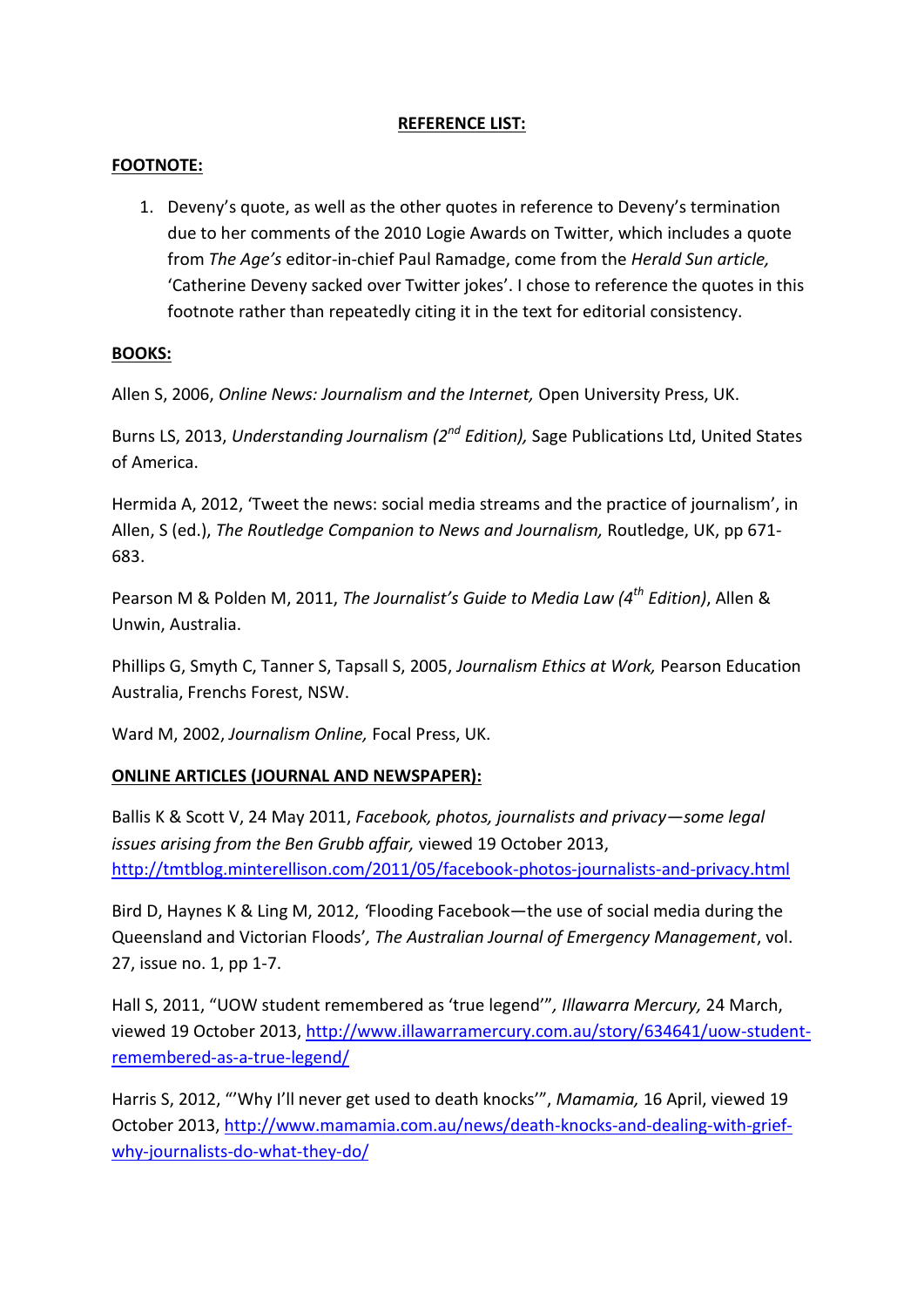## REFERENCE LIST:

### FOOTNOTE:

1. Deveny's quote, as well as the other quotes in reference to Deveny's termination due to her comments of the 2010 Logie Awards on Twitter, which includes a quote from *The Age's* editor-in-chief Paul Ramadge, come from the *Herald Sun article,* 'Catherine Deveny sacked over Twitter jokes'. I chose to reference the quotes in this footnote rather than repeatedly citing it in the text for editorial consistency.

### BOOKS:

Allen S, 2006, *Online News: Journalism and the Internet,* Open University Press, UK.

Burns LS, 2013, *Understanding Journalism (2nd Edition),* Sage Publications Ltd, United States of America.

Hermida A, 2012, 'Tweet the news: social media streams and the practice of journalism', in Allen, S (ed.), *The Routledge Companion to News and Journalism,* Routledge, UK, pp 671-683.

Pearson M & Polden M, 2011, *The Journalist's Guide to Media Law (4th Edition)*, Allen & Unwin, Australia.

Phillips G, Smyth C, Tanner S, Tapsall S, 2005, *Journalism Ethics at Work,* Pearson Education Australia, Frenchs Forest, NSW.

Ward M, 2002, *Journalism Online,* Focal Press, UK.

### ONLINE ARTICLES (JOURNAL AND NEWSPAPER):

Ballis K & Scott V, 24 May 2011, *Facebook, photos, journalists and privacy—some legal issues arising from the Ben Grubb affair,* viewed 19 October 2013, http://tmtblog.minterellison.com/2011/05/facebook-photos-journalists-and-privacy.html

Bird D, Haynes K & Ling M, 2012, 'Flooding Facebook—the use of social media during the Queensland and Victorian Floods', *The Australian Journal of Emergency Management*, vol. 27, issue no. 1, pp 1-7.

Hall S, 2011, "UOW student remembered as 'true legend'", *Illawarra Mercury,* 24 March, viewed 19 October 2013, http://www.illawarramercury.com.au/story/634641/uow-student-remembered-as-a-true-legend/

Harris S, 2012, "'Why I'll never get used to death knocks'", *Mamamia,* 16 April, viewed 19 October 2013, http://www.mamamia.com.au/news/death-knocks-and-dealing-with-grief-why-journalists-do-what-they-do/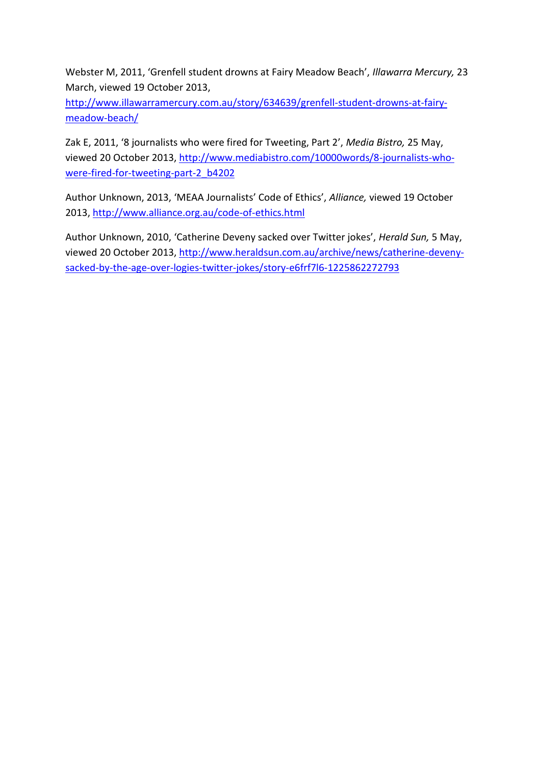Webster M, 2011, 'Grenfell student drowns at Fairy Meadow Beach', *Illawarra Mercury,* 23 March, viewed 19 October 2013, http://www.illawarramercury.com.au/story/634639/grenfell-student-drowns-at-fairy-meadow-beach/

Zak E, 2011, '8 journalists who were fired for Tweeting, Part 2', *Media Bistro,* 25 May, viewed 20 October 2013, http://www.mediabistro.com/10000words/8-journalists-who-were-fired-for-tweeting-part-2_b4202

Author Unknown, 2013, 'MEAA Journalists' Code of Ethics', *Alliance,* viewed 19 October 2013, http://www.alliance.org.au/code-of-ethics.html

Author Unknown, 2010, 'Catherine Deveny sacked over Twitter jokes', *Herald Sun,* 5 May, viewed 20 October 2013, http://www.heraldsun.com.au/archive/news/catherine-deveny-sacked-by-the-age-over-logies-twitter-jokes/story-e6frf7l6-1225862272793